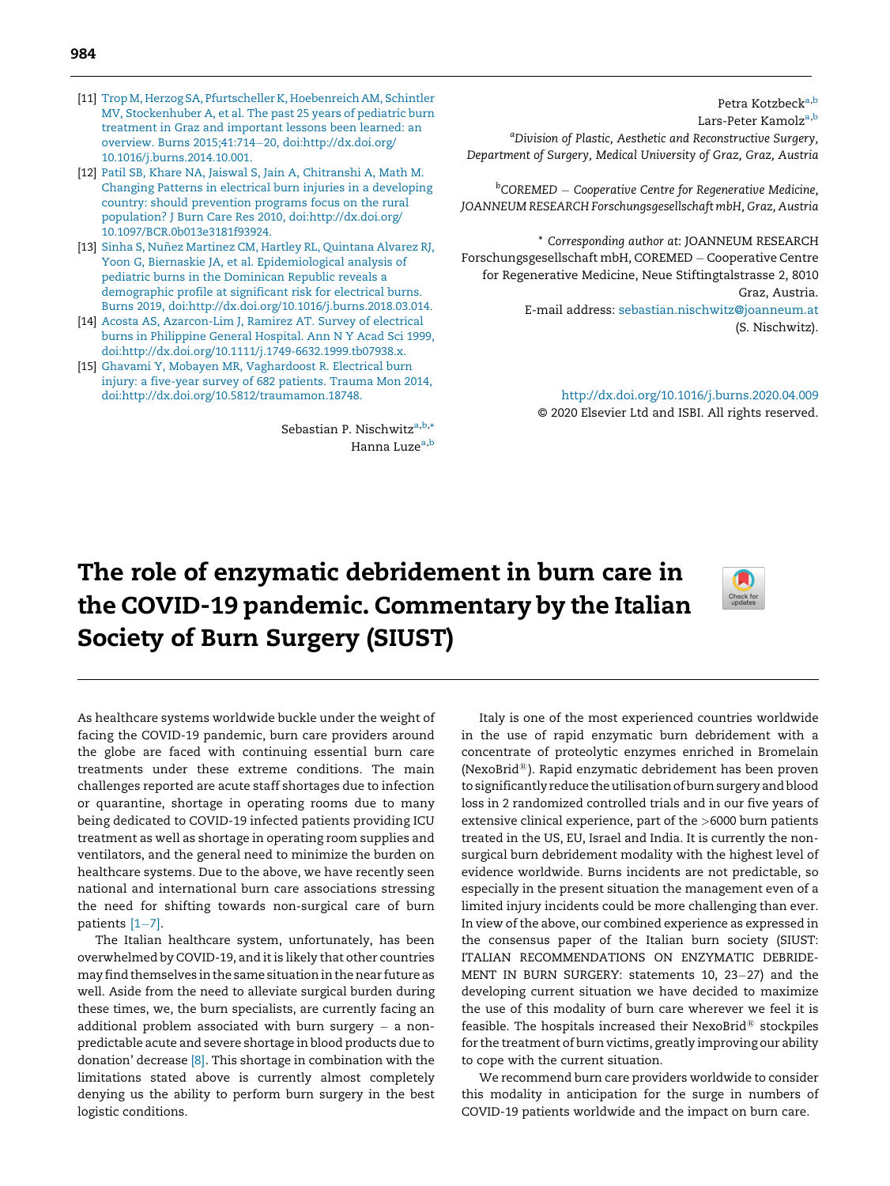[11] Trop M, Herzog SA, Pfurtscheller K, Hoebenreich AM, Schintler MV, Stockenhuber A, et al. The past 25 years of pediatric burn treatment in Graz and important lessons been learned: an overview. Burns 2015;41:714–20, doi:http://dx.doi.org/10.1016/j.burns.2014.10.001.

[12] Patil SB, Khare NA, Jaiswal S, Jain A, Chitranshi A, Math M. Changing Patterns in electrical burn injuries in a developing country: should prevention programs focus on the rural population? J Burn Care Res 2010, doi:http://dx.doi.org/10.1097/BCR.0b013e3181f93924.

[13] Sinha S, Nuñez Martinez CM, Hartley RL, Quintana Alvarez RJ, Yoon G, Biernaskie JA, et al. Epidemiological analysis of pediatric burns in the Dominican Republic reveals a demographic profile at significant risk for electrical burns. Burns 2019, doi:http://dx.doi.org/10.1016/j.burns.2018.03.014.

[14] Acosta AS, Azarcon-Lim J, Ramirez AT. Survey of electrical burns in Philippine General Hospital. Ann N Y Acad Sci 1999, doi:http://dx.doi.org/10.1111/j.1749-6632.1999.tb07938.x.

[15] Ghavami Y, Mobayen MR, Vaghardoost R. Electrical burn injury: a five-year survey of 682 patients. Trauma Mon 2014, doi:http://dx.doi.org/10.5812/traumamon.18748.

Sebastian P. Nischwitz[a,b,*]
Hanna Luze[a,b]
Petra Kotzbeck[a,b]
Lars-Peter Kamolz[a,b]

[a] *Division of Plastic, Aesthetic and Reconstructive Surgery, Department of Surgery, Medical University of Graz, Graz, Austria*

[b] *COREMED – Cooperative Centre for Regenerative Medicine, JOANNEUM RESEARCH Forschungsgesellschaft mbH, Graz, Austria*

* *Corresponding author at*: JOANNEUM RESEARCH Forschungsgesellschaft mbH, COREMED – Cooperative Centre for Regenerative Medicine, Neue Stiftingtalstrasse 2, 8010 Graz, Austria.
E-mail address: sebastian.nischwitz@joanneum.at (S. Nischwitz).

http://dx.doi.org/10.1016/j.burns.2020.04.009
© 2020 Elsevier Ltd and ISBI. All rights reserved.

# The role of enzymatic debridement in burn care in the COVID-19 pandemic. Commentary by the Italian Society of Burn Surgery (SIUST)

As healthcare systems worldwide buckle under the weight of facing the COVID-19 pandemic, burn care providers around the globe are faced with continuing essential burn care treatments under these extreme conditions. The main challenges reported are acute staff shortages due to infection or quarantine, shortage in operating rooms due to many being dedicated to COVID-19 infected patients providing ICU treatment as well as shortage in operating room supplies and ventilators, and the general need to minimize the burden on healthcare systems. Due to the above, we have recently seen national and international burn care associations stressing the need for shifting towards non-surgical care of burn patients [1–7].

The Italian healthcare system, unfortunately, has been overwhelmed by COVID-19, and it is likely that other countries may find themselves in the same situation in the near future as well. Aside from the need to alleviate surgical burden during these times, we, the burn specialists, are currently facing an additional problem associated with burn surgery – a non-predictable acute and severe shortage in blood products due to donation' decrease [8]. This shortage in combination with the limitations stated above is currently almost completely denying us the ability to perform burn surgery in the best logistic conditions.

Italy is one of the most experienced countries worldwide in the use of rapid enzymatic burn debridement with a concentrate of proteolytic enzymes enriched in Bromelain (NexoBrid®). Rapid enzymatic debridement has been proven to significantly reduce the utilisation of burn surgery and blood loss in 2 randomized controlled trials and in our five years of extensive clinical experience, part of the >6000 burn patients treated in the US, EU, Israel and India. It is currently the non-surgical burn debridement modality with the highest level of evidence worldwide. Burns incidents are not predictable, so especially in the present situation the management even of a limited injury incidents could be more challenging than ever. In view of the above, our combined experience as expressed in the consensus paper of the Italian burn society (SIUST: ITALIAN RECOMMENDATIONS ON ENZYMATIC DEBRIDEMENT IN BURN SURGERY: statements 10, 23–27) and the developing current situation we have decided to maximize the use of this modality of burn care wherever we feel it is feasible. The hospitals increased their NexoBrid® stockpiles for the treatment of burn victims, greatly improving our ability to cope with the current situation.

We recommend burn care providers worldwide to consider this modality in anticipation for the surge in numbers of COVID-19 patients worldwide and the impact on burn care.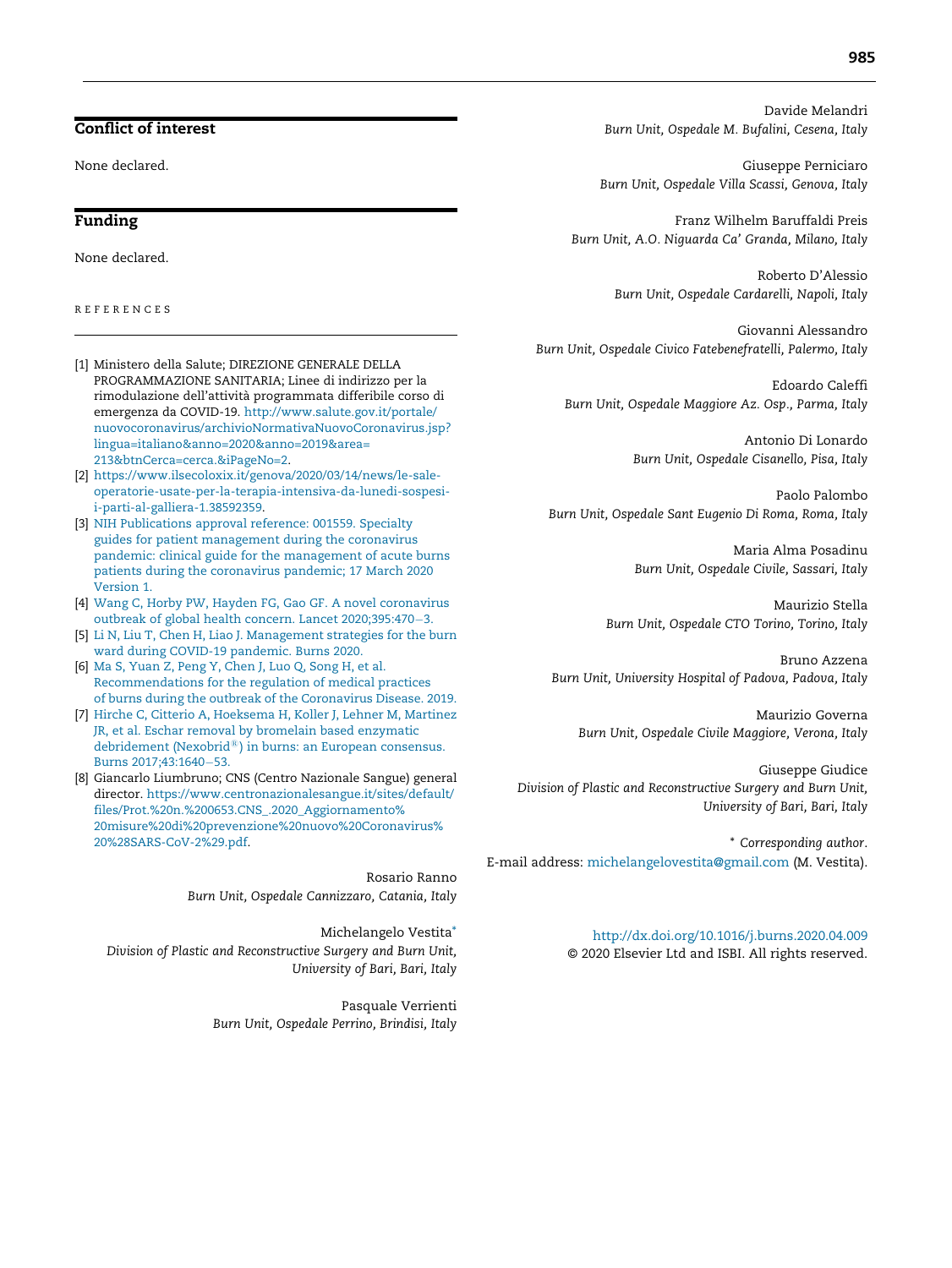## Conflict of interest

None declared.

## Funding

None declared.

REFERENCES

[1] Ministero della Salute; DIREZIONE GENERALE DELLA PROGRAMMAZIONE SANITARIA; Linee di indirizzo per la rimodulazione dell'attività programmata differibile corso di emergenza da COVID-19. http://www.salute.gov.it/portale/nuovocoronavirus/archivioNormativaNuovoCoronavirus.jsp?lingua=italiano&anno=2020&anno=2019&area=213&btnCerca=cerca.&iPageNo=2.

[2] https://www.ilsecoloxix.it/genova/2020/03/14/news/le-sale-operatorie-usate-per-la-terapia-intensiva-da-lunedi-sospesi-i-parti-al-galliera-1.38592359.

[3] NIH Publications approval reference: 001559. Specialty guides for patient management during the coronavirus pandemic: clinical guide for the management of acute burns patients during the coronavirus pandemic; 17 March 2020 Version 1.

[4] Wang C, Horby PW, Hayden FG, Gao GF. A novel coronavirus outbreak of global health concern. Lancet 2020;395:470–3.

[5] Li N, Liu T, Chen H, Liao J. Management strategies for the burn ward during COVID-19 pandemic. Burns 2020.

[6] Ma S, Yuan Z, Peng Y, Chen J, Luo Q, Song H, et al. Recommendations for the regulation of medical practices of burns during the outbreak of the Coronavirus Disease. 2019.

[7] Hirche C, Citterio A, Hoeksema H, Koller J, Lehner M, Martinez JR, et al. Eschar removal by bromelain based enzymatic debridement (Nexobrid®) in burns: an European consensus. Burns 2017;43:1640–53.

[8] Giancarlo Liumbruno; CNS (Centro Nazionale Sangue) general director. https://www.centronazionalesangue.it/sites/default/files/Prot.%20n.%200653.CNS_.2020_Aggiornamento%20misure%20di%20prevenzione%20nuovo%20Coronavirus%20%28SARS-CoV-2%29.pdf.

Rosario Ranno
*Burn Unit, Ospedale Cannizzaro, Catania, Italy*

Michelangelo Vestita*
*Division of Plastic and Reconstructive Surgery and Burn Unit, University of Bari, Bari, Italy*

Pasquale Verrienti
*Burn Unit, Ospedale Perrino, Brindisi, Italy*

Davide Melandri
*Burn Unit, Ospedale M. Bufalini, Cesena, Italy*

Giuseppe Perniciaro
*Burn Unit, Ospedale Villa Scassi, Genova, Italy*

Franz Wilhelm Baruffaldi Preis
*Burn Unit, A.O. Niguarda Ca' Granda, Milano, Italy*

Roberto D'Alessio
*Burn Unit, Ospedale Cardarelli, Napoli, Italy*

Giovanni Alessandro
*Burn Unit, Ospedale Civico Fatebenefratelli, Palermo, Italy*

Edoardo Caleffi
*Burn Unit, Ospedale Maggiore Az. Osp., Parma, Italy*

Antonio Di Lonardo
*Burn Unit, Ospedale Cisanello, Pisa, Italy*

Paolo Palombo
*Burn Unit, Ospedale Sant Eugenio Di Roma, Roma, Italy*

Maria Alma Posadinu
*Burn Unit, Ospedale Civile, Sassari, Italy*

Maurizio Stella
*Burn Unit, Ospedale CTO Torino, Torino, Italy*

Bruno Azzena
*Burn Unit, University Hospital of Padova, Padova, Italy*

Maurizio Governa
*Burn Unit, Ospedale Civile Maggiore, Verona, Italy*

Giuseppe Giudice
*Division of Plastic and Reconstructive Surgery and Burn Unit, University of Bari, Bari, Italy*

\* *Corresponding author.*
E-mail address: michelangelovestita@gmail.com (M. Vestita).

http://dx.doi.org/10.1016/j.burns.2020.04.009
© 2020 Elsevier Ltd and ISBI. All rights reserved.